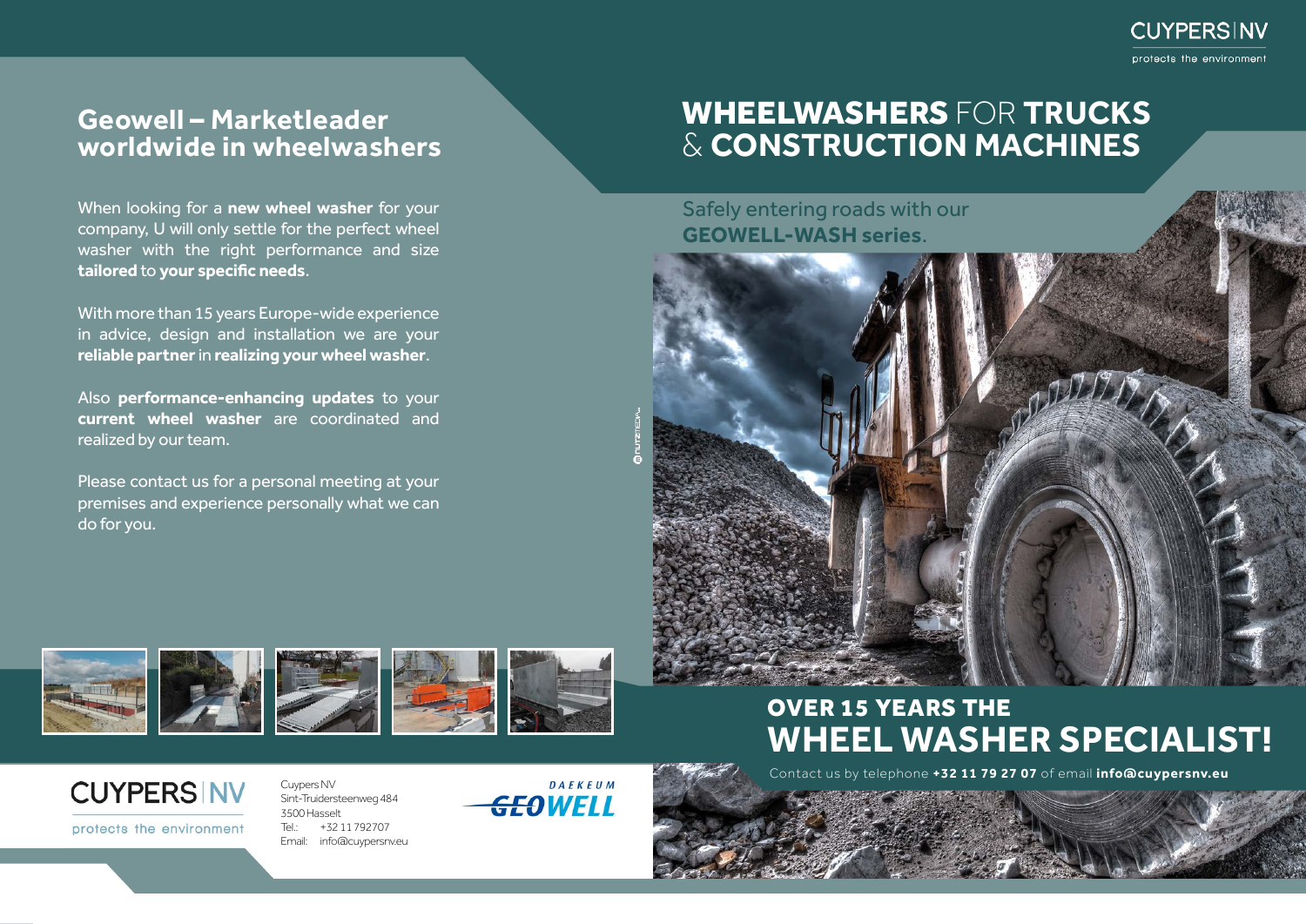CUYPERS | NV

protects the environment

## Geowell – Marketleader worldwide in wheelwashers

When looking for a **new wheel washer** for your company, U will only settle for the perfect wheel washer with the right performance and size **tailored** to **your specific needs**.

With more than 15 years Europe-wide experience in advice, design and installation we are your **reliable partner** in **realizing your wheel washer**.

Also **performance-enhancing updates** to your **current wheel washer** are coordinated and realized by our team.

Please contact us for a personal meeting at your premises and experience personally what we can do for you.

CUYPERS | NV

protects the environment

Cuypers NV
Sint-Truidersteenweg 484
3500 Hasselt
Tel.: +32 11 792707
Email: info@cuypersnv.eu

DAEKEUM GEOWELL

# WHEELWASHERS FOR TRUCKS & CONSTRUCTION MACHINES

Safely entering roads with our **GEOWELL-WASH series**.

## OVER 15 YEARS THE WHEEL WASHER SPECIALIST!

Contact us by telephone **+32 11 79 27 07** of email **info@cuypersnv.eu**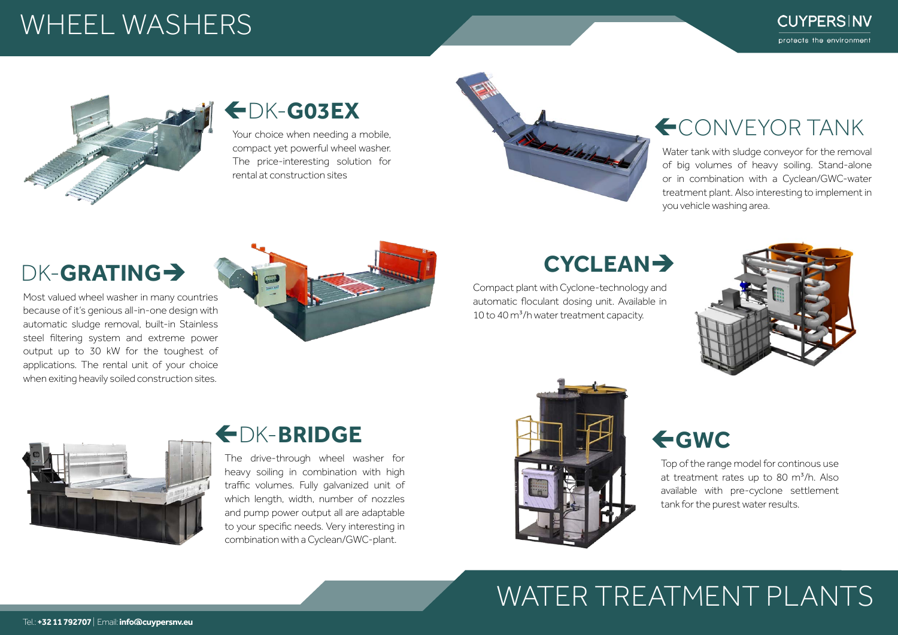# WHEEL WASHERS

CUYPERS|NV
protects the environment

## ← DK-**G03EX**

Your choice when needing a mobile, compact yet powerful wheel washer. The price-interesting solution for rental at construction sites

## ← CONVEYOR TANK

Water tank with sludge conveyor for the removal of big volumes of heavy soiling. Stand-alone or in combination with a Cyclean/GWC-water treatment plant. Also interesting to implement in you vehicle washing area.

## DK-**GRATING** →

Most valued wheel washer in many countries because of it's genious all-in-one design with automatic sludge removal, built-in Stainless steel filtering system and extreme power output up to 30 kW for the toughest of applications. The rental unit of your choice when exiting heavily soiled construction sites.

## **CYCLEAN** →

Compact plant with Cyclone-technology and automatic floculant dosing unit. Available in 10 to 40 $m^3$/h water treatment capacity.

## ← DK-**BRIDGE**

The drive-through wheel washer for heavy soiling in combination with high traffic volumes. Fully galvanized unit of which length, width, number of nozzles and pump power output all are adaptable to your specific needs. Very interesting in combination with a Cyclean/GWC-plant.

## ← **GWC**

Top of the range model for continous use at treatment rates up to 80 $m^3$/h. Also available with pre-cyclone settlement tank for the purest water results.

# WATER TREATMENT PLANTS

Tel.: **+32 11 792707** | Email: **info@cuypersnv.eu**